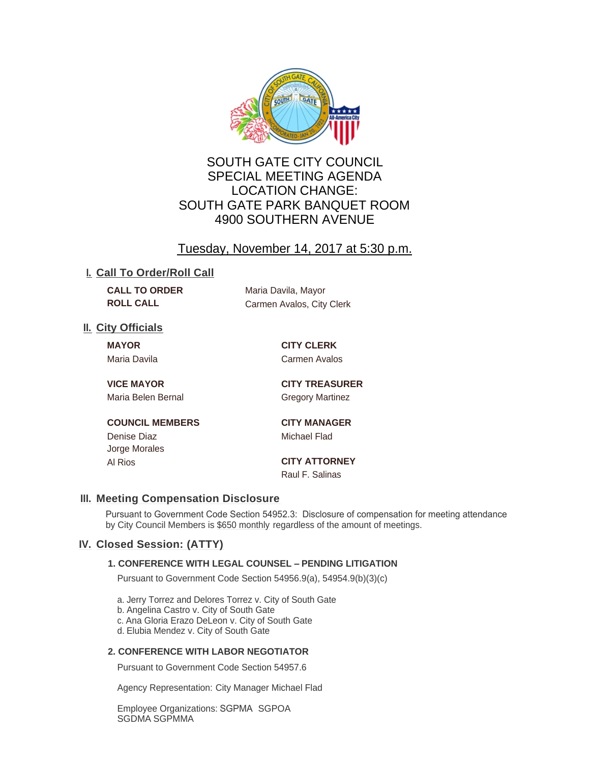# SOUTH GATE CITY COUNCIL
# SPECIAL MEETING AGENDA
# LOCATION CHANGE:
# SOUTH GATE PARK BANQUET ROOM
# 4900 SOUTHERN AVENUE

## Tuesday, November 14, 2017 at 5:30 p.m.

## I. Call To Order/Roll Call

**CALL TO ORDER** Maria Davila, Mayor

**ROLL CALL** Carmen Avalos, City Clerk

## II. City Officials

**MAYOR**
Maria Davila

**VICE MAYOR**
Maria Belen Bernal

**COUNCIL MEMBERS**
Denise Diaz
Jorge Morales
Al Rios

**CITY CLERK**
Carmen Avalos

**CITY TREASURER**
Gregory Martinez

**CITY MANAGER**
Michael Flad

**CITY ATTORNEY**
Raul F. Salinas

## III. Meeting Compensation Disclosure

Pursuant to Government Code Section 54952.3: Disclosure of compensation for meeting attendance by City Council Members is $650 monthly regardless of the amount of meetings.

## IV. Closed Session: (ATTY)

### 1. CONFERENCE WITH LEGAL COUNSEL – PENDING LITIGATION

Pursuant to Government Code Section 54956.9(a), 54954.9(b)(3)(c)

a. Jerry Torrez and Delores Torrez v. City of South Gate
b. Angelina Castro v. City of South Gate
c. Ana Gloria Erazo DeLeon v. City of South Gate
d. Elubia Mendez v. City of South Gate

### 2. CONFERENCE WITH LABOR NEGOTIATOR

Pursuant to Government Code Section 54957.6

Agency Representation: City Manager Michael Flad

Employee Organizations: SGPMA SGPOA
SGDMA SGPMMA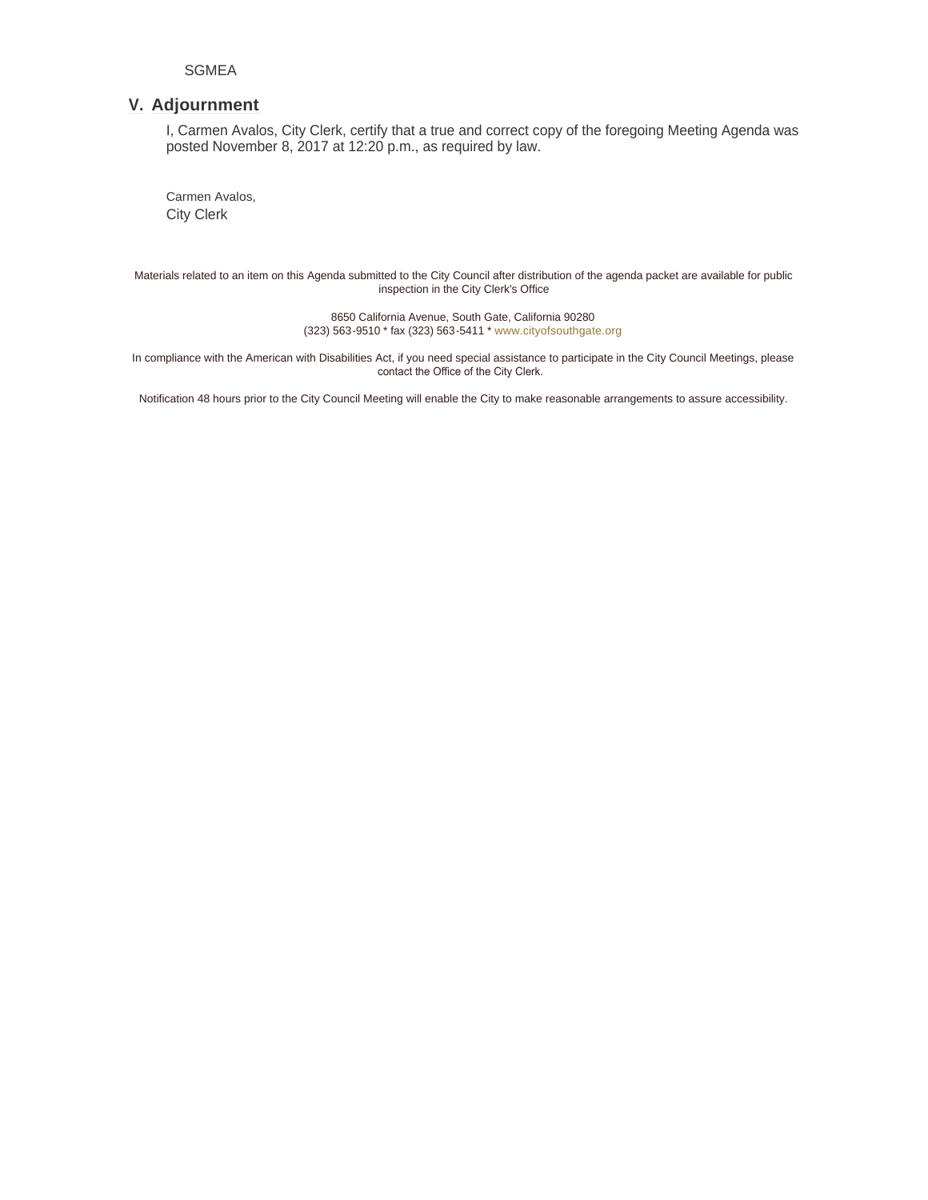SGMEA

## V. Adjournment

I, Carmen Avalos, City Clerk, certify that a true and correct copy of the foregoing Meeting Agenda was posted November 8, 2017 at 12:20 p.m., as required by law.

Carmen Avalos,
City Clerk

Materials related to an item on this Agenda submitted to the City Council after distribution of the agenda packet are available for public inspection in the City Clerk's Office

8650 California Avenue, South Gate, California 90280
(323) 563-9510 * fax (323) 563-5411 * www.cityofsouthgate.org

In compliance with the American with Disabilities Act, if you need special assistance to participate in the City Council Meetings, please contact the Office of the City Clerk.

Notification 48 hours prior to the City Council Meeting will enable the City to make reasonable arrangements to assure accessibility.